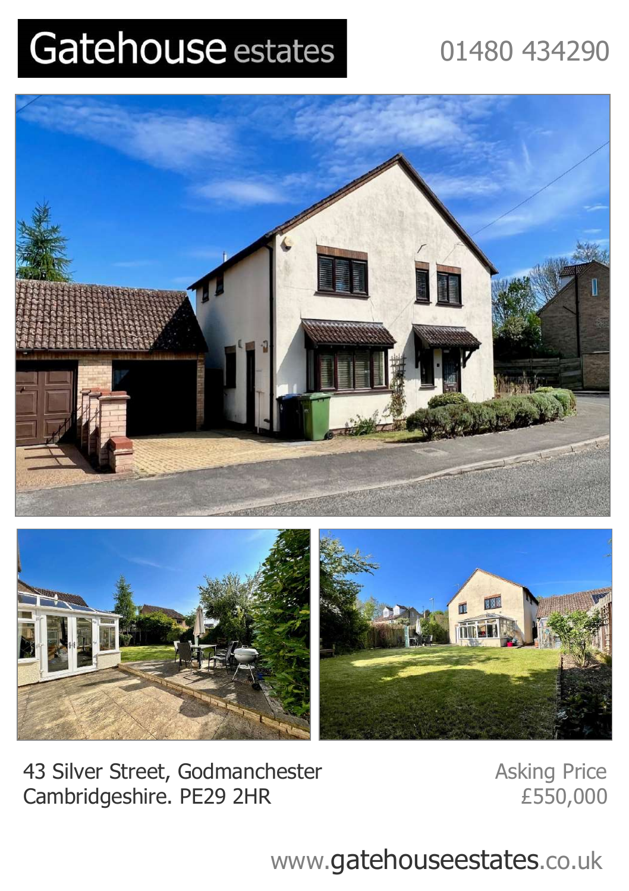# Gatehouse estates

01480 434290

43 Silver Street, Godmanchester
Cambridgeshire. PE29 2HR

Asking Price
£550,000

www.gatehouseestates.co.uk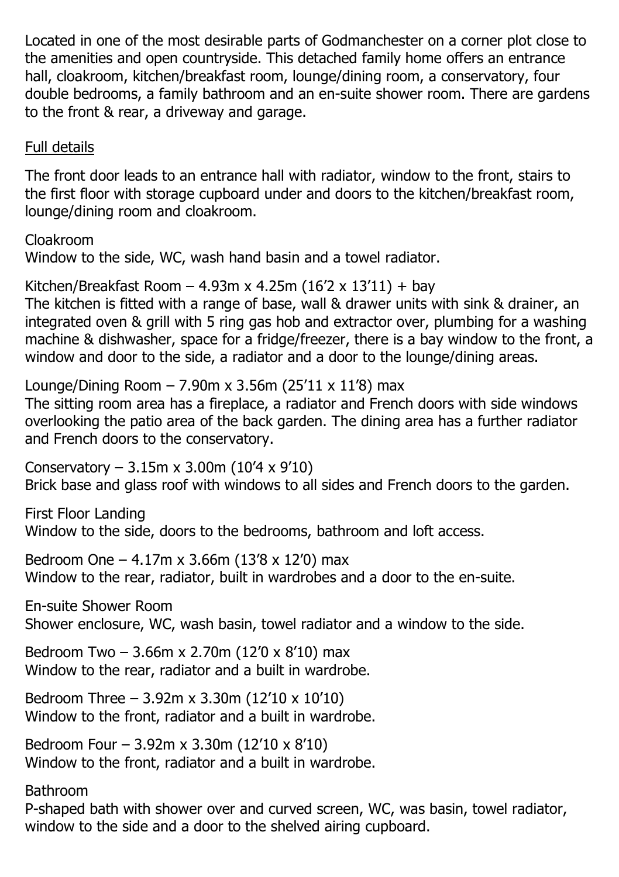Located in one of the most desirable parts of Godmanchester on a corner plot close to the amenities and open countryside. This detached family home offers an entrance hall, cloakroom, kitchen/breakfast room, lounge/dining room, a conservatory, four double bedrooms, a family bathroom and an en-suite shower room. There are gardens to the front & rear, a driveway and garage.

<u>Full details</u>

The front door leads to an entrance hall with radiator, window to the front, stairs to the first floor with storage cupboard under and doors to the kitchen/breakfast room, lounge/dining room and cloakroom.

Cloakroom
Window to the side, WC, wash hand basin and a towel radiator.

Kitchen/Breakfast Room – 4.93m x 4.25m (16'2 x 13'11) + bay
The kitchen is fitted with a range of base, wall & drawer units with sink & drainer, an integrated oven & grill with 5 ring gas hob and extractor over, plumbing for a washing machine & dishwasher, space for a fridge/freezer, there is a bay window to the front, a window and door to the side, a radiator and a door to the lounge/dining areas.

Lounge/Dining Room – 7.90m x 3.56m (25'11 x 11'8) max
The sitting room area has a fireplace, a radiator and French doors with side windows overlooking the patio area of the back garden. The dining area has a further radiator and French doors to the conservatory.

Conservatory – 3.15m x 3.00m (10'4 x 9'10)
Brick base and glass roof with windows to all sides and French doors to the garden.

First Floor Landing
Window to the side, doors to the bedrooms, bathroom and loft access.

Bedroom One – 4.17m x 3.66m (13'8 x 12'0) max
Window to the rear, radiator, built in wardrobes and a door to the en-suite.

En-suite Shower Room
Shower enclosure, WC, wash basin, towel radiator and a window to the side.

Bedroom Two – 3.66m x 2.70m (12'0 x 8'10) max
Window to the rear, radiator and a built in wardrobe.

Bedroom Three – 3.92m x 3.30m (12'10 x 10'10)
Window to the front, radiator and a built in wardrobe.

Bedroom Four – 3.92m x 3.30m (12'10 x 8'10)
Window to the front, radiator and a built in wardrobe.

Bathroom
P-shaped bath with shower over and curved screen, WC, was basin, towel radiator, window to the side and a door to the shelved airing cupboard.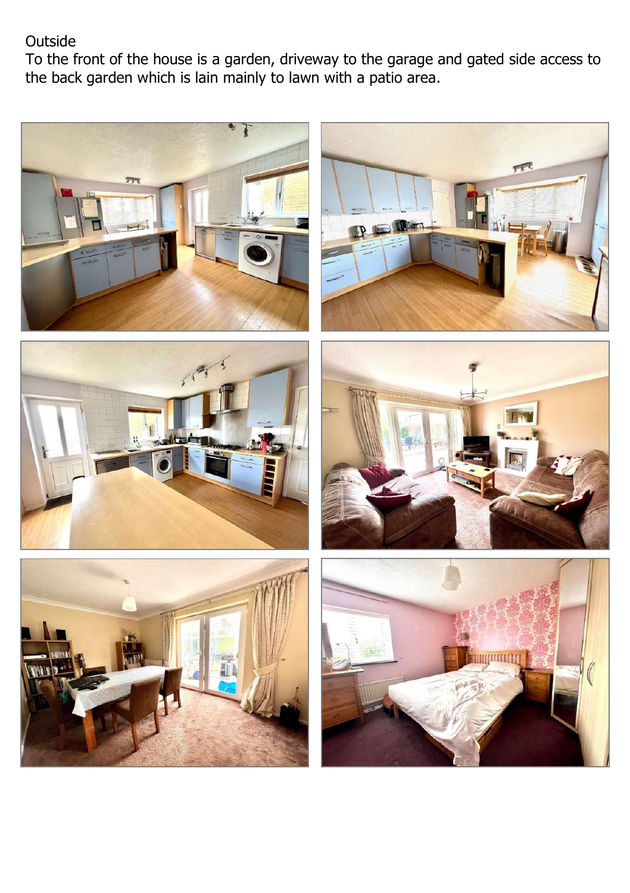Outside

To the front of the house is a garden, driveway to the garage and gated side access to the back garden which is lain mainly to lawn with a patio area.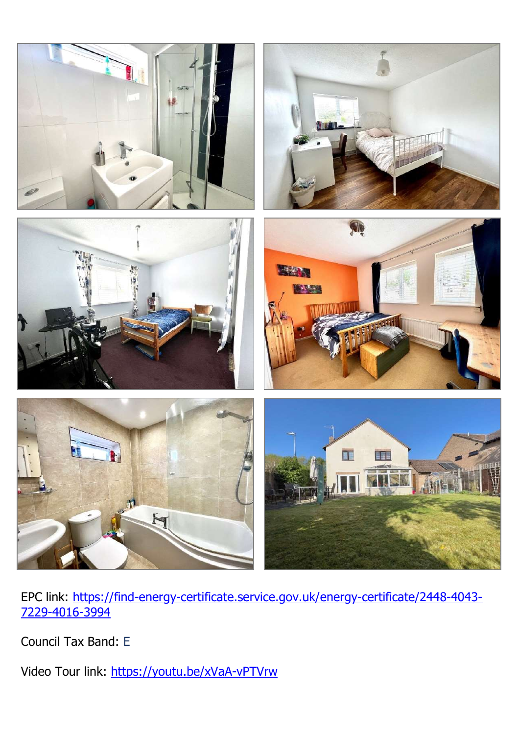EPC link: https://find-energy-certificate.service.gov.uk/energy-certificate/2448-4043-7229-4016-3994

Council Tax Band: E

Video Tour link: https://youtu.be/xVaA-vPTVrw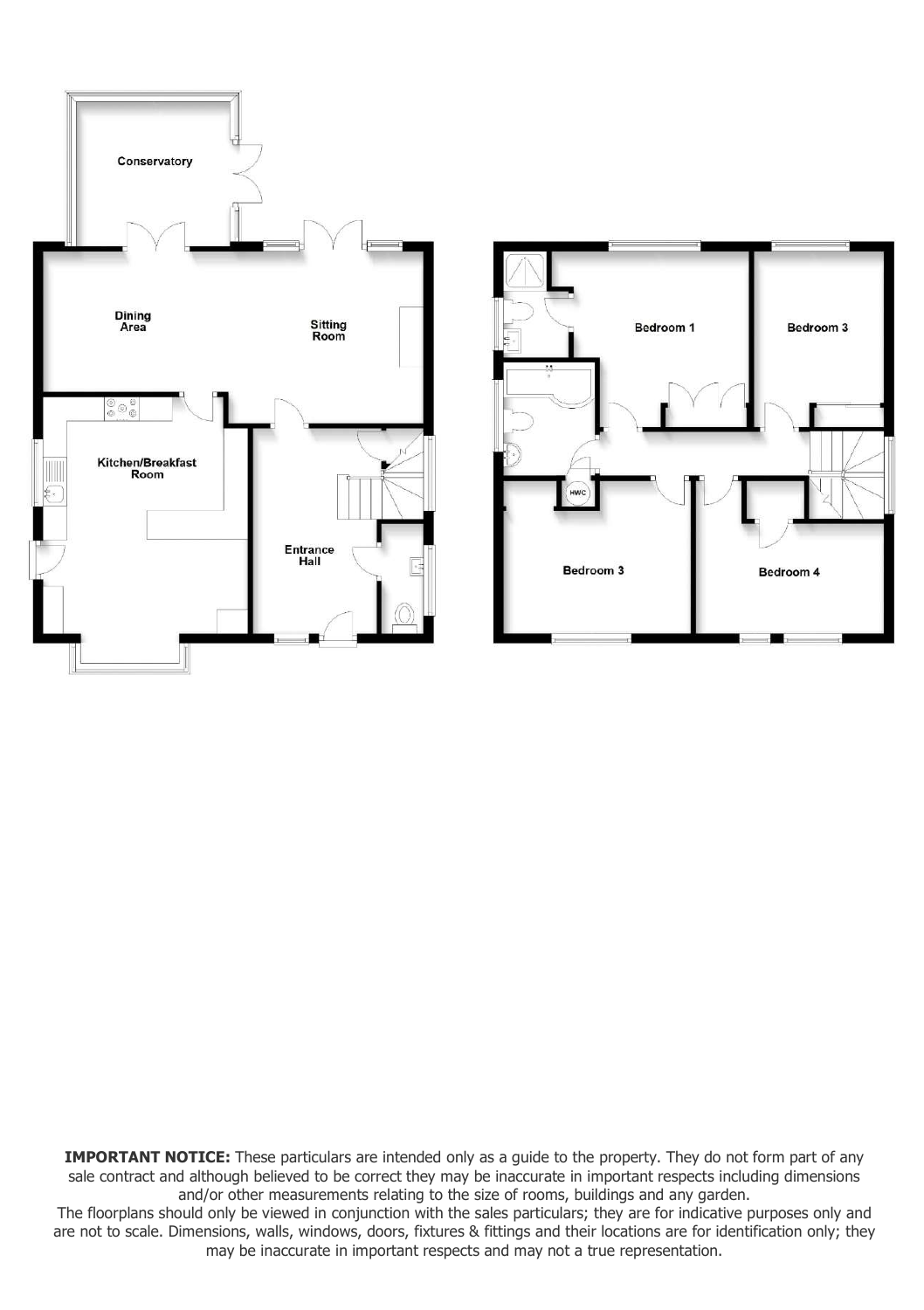Conservatory

Dining Area

Sitting Room

Kitchen/Breakfast Room

Entrance Hall

Bedroom 1

Bedroom 3

HWC

Bedroom 3

Bedroom 4

**IMPORTANT NOTICE:** These particulars are intended only as a guide to the property. They do not form part of any sale contract and although believed to be correct they may be inaccurate in important respects including dimensions and/or other measurements relating to the size of rooms, buildings and any garden.
The floorplans should only be viewed in conjunction with the sales particulars; they are for indicative purposes only and are not to scale. Dimensions, walls, windows, doors, fixtures & fittings and their locations are for identification only; they may be inaccurate in important respects and may not a true representation.